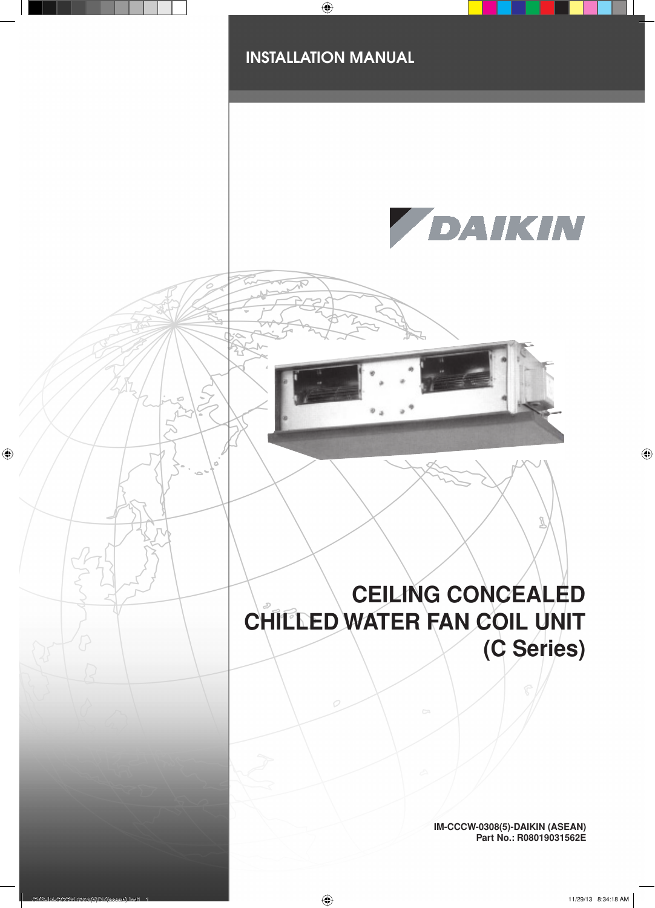INSTALLATION MANUAL

DAIKIN

# CEILING CONCEALED CHILLED WATER FAN COIL UNIT (C Series)

**IM-CCCW-0308(5)-DAIKIN (ASEAN)**
**Part No.: R08019031562E**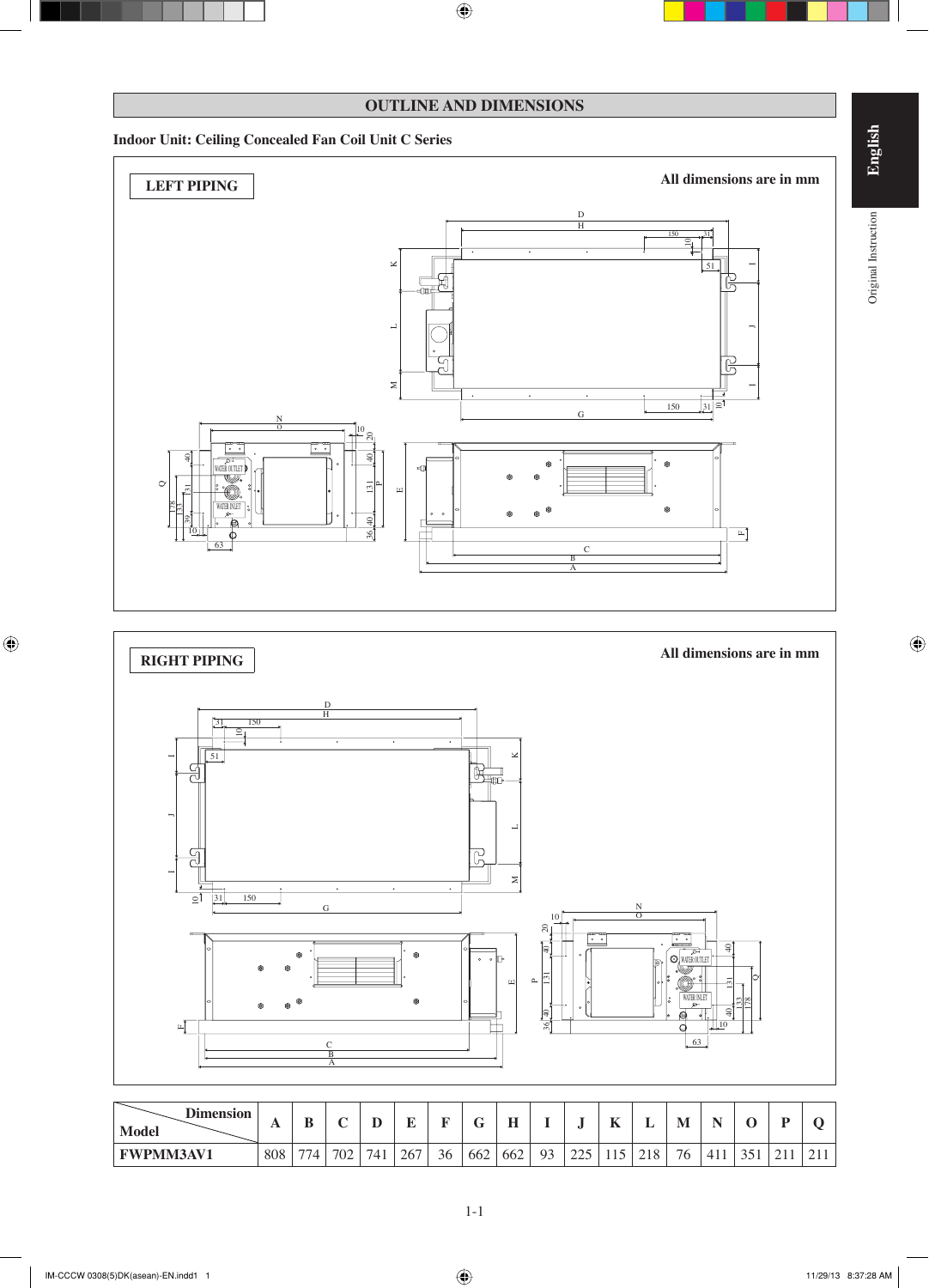## OUTLINE AND DIMENSIONS

**Indoor Unit: Ceiling Concealed Fan Coil Unit C Series**

**LEFT PIPING**

All dimensions are in mm

**RIGHT PIPING**

All dimensions are in mm

| Model \ Dimension | A | B | C | D | E | F | G | H | I | J | K | L | M | N | O | P | Q |
|---|---|---|---|---|---|---|---|---|---|---|---|---|---|---|---|---|---|
| FWPMM3AV1 | 808 | 774 | 702 | 741 | 267 | 36 | 662 | 662 | 93 | 225 | 115 | 218 | 76 | 411 | 351 | 211 | 211 |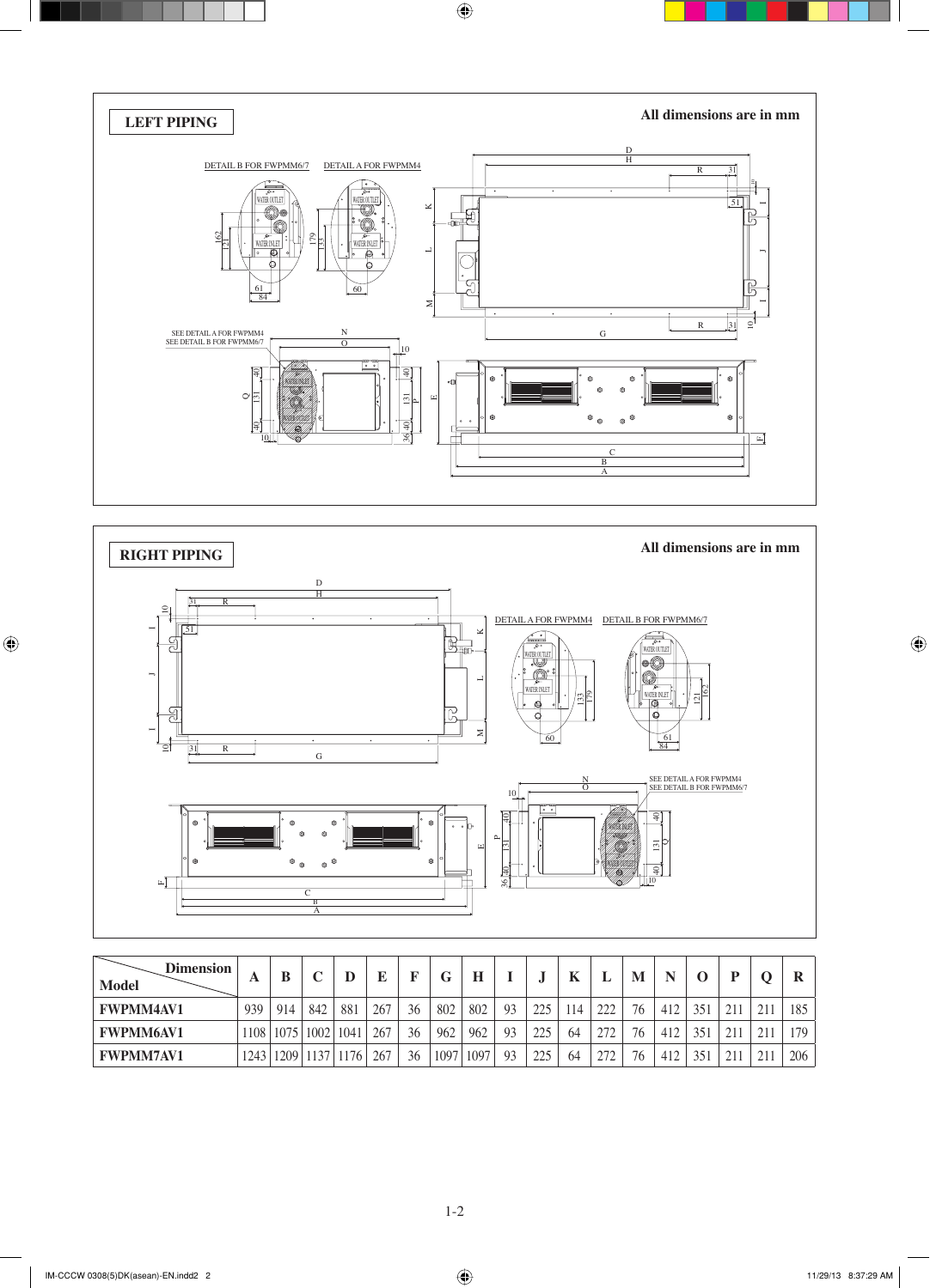## LEFT PIPING

All dimensions are in mm

DETAIL B FOR FWPMM6/7

DETAIL A FOR FWPMM4

SEE DETAIL A FOR FWPMM4
SEE DETAIL B FOR FWPMM6/7

## RIGHT PIPING

All dimensions are in mm

DETAIL A FOR FWPMM4

DETAIL B FOR FWPMM6/7

SEE DETAIL A FOR FWPMM4
SEE DETAIL B FOR FWPMM6/7

| Model \ Dimension | A | B | C | D | E | F | G | H | I | J | K | L | M | N | O | P | Q | R |
|---|---|---|---|---|---|---|---|---|---|---|---|---|---|---|---|---|---|---|
| FWPMM4AV1 | 939 | 914 | 842 | 881 | 267 | 36 | 802 | 802 | 93 | 225 | 114 | 222 | 76 | 412 | 351 | 211 | 211 | 185 |
| FWPMM6AV1 | 1108 | 1075 | 1002 | 1041 | 267 | 36 | 962 | 962 | 93 | 225 | 64 | 272 | 76 | 412 | 351 | 211 | 211 | 179 |
| FWPMM7AV1 | 1243 | 1209 | 1137 | 1176 | 267 | 36 | 1097 | 1097 | 93 | 225 | 64 | 272 | 76 | 412 | 351 | 211 | 211 | 206 |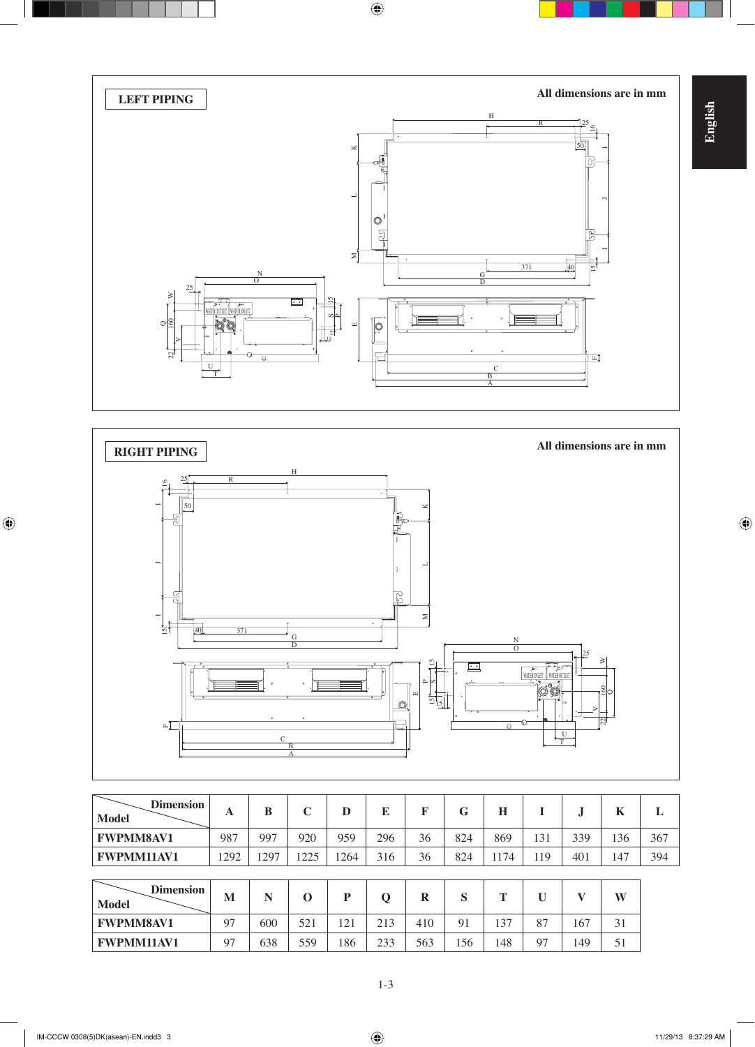## LEFT PIPING

All dimensions are in mm

## RIGHT PIPING

All dimensions are in mm

| Dimension / Model | A | B | C | D | E | F | G | H | I | J | K | L |
|---|---|---|---|---|---|---|---|---|---|---|---|---|
| **FWPMM8AV1** | 987 | 997 | 920 | 959 | 296 | 36 | 824 | 869 | 131 | 339 | 136 | 367 |
| **FWPMM11AV1** | 1292 | 1297 | 1225 | 1264 | 316 | 36 | 824 | 1174 | 119 | 401 | 147 | 394 |

| Dimension / Model | M | N | O | P | Q | R | S | T | U | V | W |
|---|---|---|---|---|---|---|---|---|---|---|---|
| **FWPMM8AV1** | 97 | 600 | 521 | 121 | 213 | 410 | 91 | 137 | 87 | 167 | 31 |
| **FWPMM11AV1** | 97 | 638 | 559 | 186 | 233 | 563 | 156 | 148 | 97 | 149 | 51 |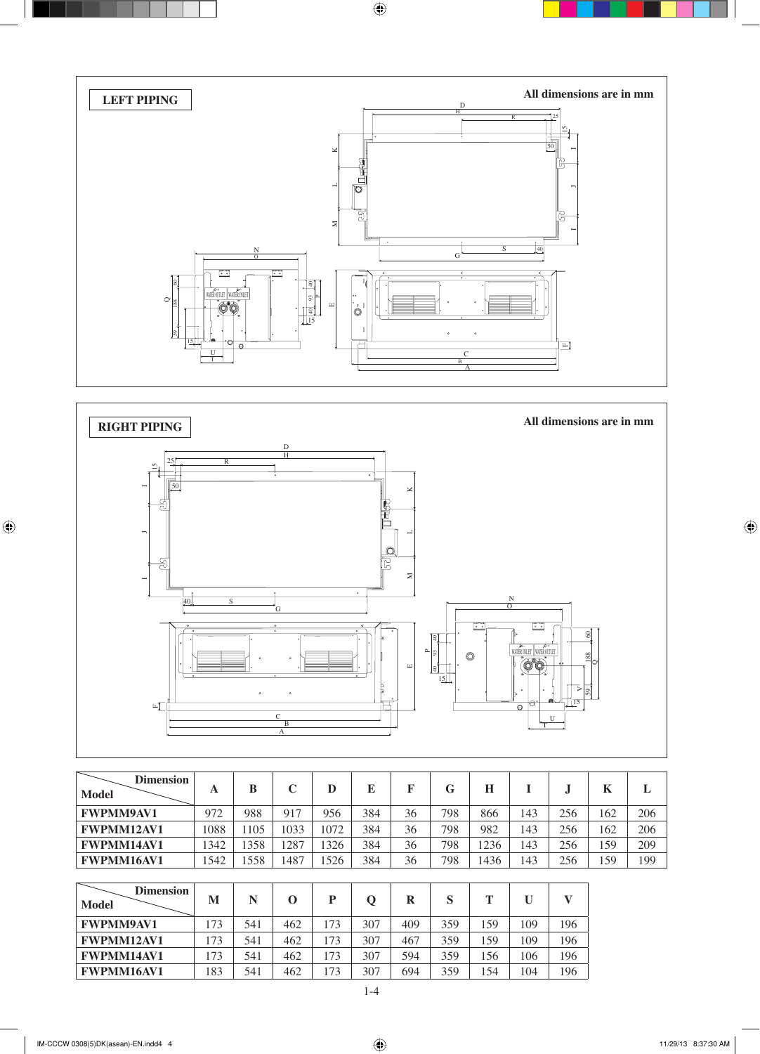**LEFT PIPING**

All dimensions are in mm

**RIGHT PIPING**

All dimensions are in mm

| Dimension / Model | A | B | C | D | E | F | G | H | I | J | K | L |
|---|---|---|---|---|---|---|---|---|---|---|---|---|
| **FWPMM9AV1** | 972 | 988 | 917 | 956 | 384 | 36 | 798 | 866 | 143 | 256 | 162 | 206 |
| **FWPMM12AV1** | 1088 | 1105 | 1033 | 1072 | 384 | 36 | 798 | 982 | 143 | 256 | 162 | 206 |
| **FWPMM14AV1** | 1342 | 1358 | 1287 | 1326 | 384 | 36 | 798 | 1236 | 143 | 256 | 159 | 209 |
| **FWPMM16AV1** | 1542 | 1558 | 1487 | 1526 | 384 | 36 | 798 | 1436 | 143 | 256 | 159 | 199 |

| Dimension / Model | M | N | O | P | Q | R | S | T | U | V |
|---|---|---|---|---|---|---|---|---|---|---|
| **FWPMM9AV1** | 173 | 541 | 462 | 173 | 307 | 409 | 359 | 159 | 109 | 196 |
| **FWPMM12AV1** | 173 | 541 | 462 | 173 | 307 | 467 | 359 | 159 | 109 | 196 |
| **FWPMM14AV1** | 173 | 541 | 462 | 173 | 307 | 594 | 359 | 156 | 106 | 196 |
| **FWPMM16AV1** | 183 | 541 | 462 | 173 | 307 | 694 | 359 | 154 | 104 | 196 |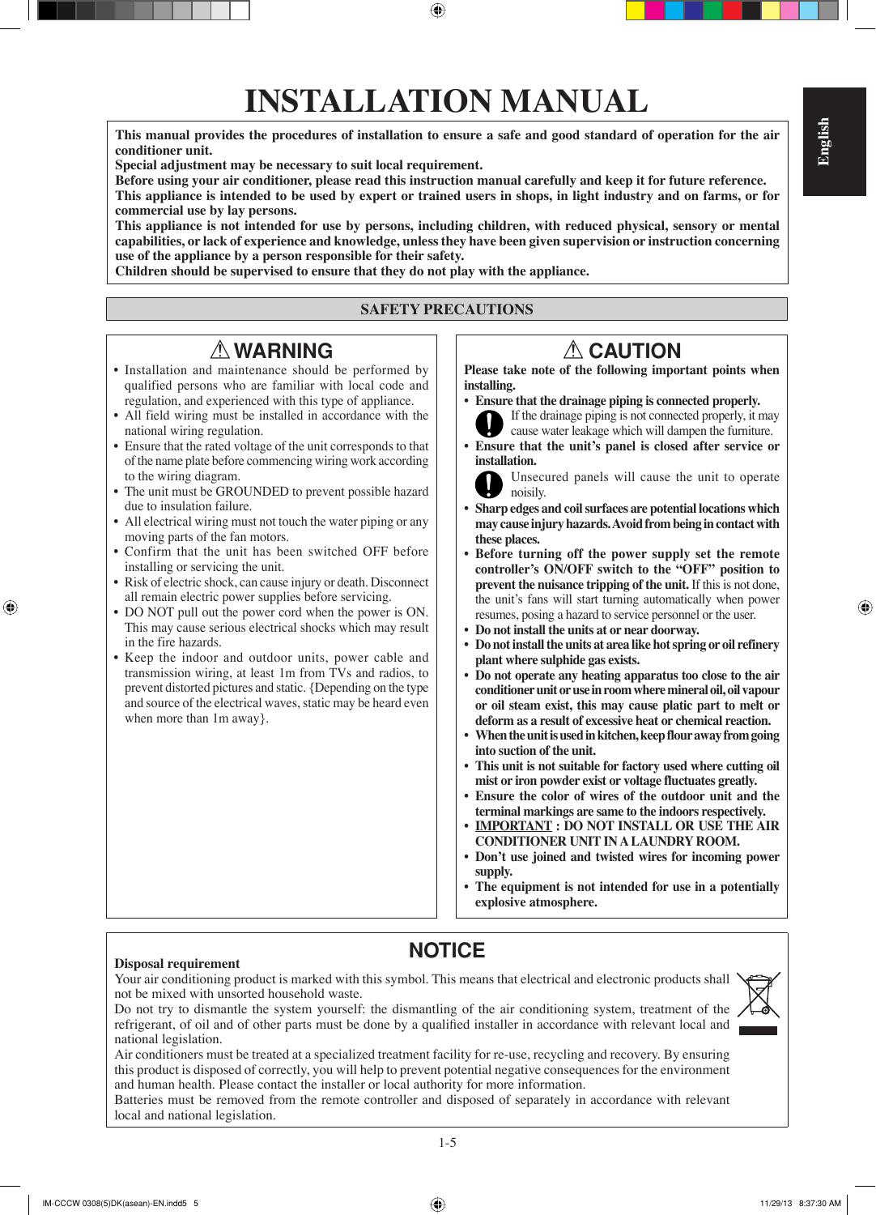# INSTALLATION MANUAL

**This manual provides the procedures of installation to ensure a safe and good standard of operation for the air conditioner unit.**
**Special adjustment may be necessary to suit local requirement.**
**Before using your air conditioner, please read this instruction manual carefully and keep it for future reference.**
**This appliance is intended to be used by expert or trained users in shops, in light industry and on farms, or for commercial use by lay persons.**
**This appliance is not intended for use by persons, including children, with reduced physical, sensory or mental capabilities, or lack of experience and knowledge, unless they have been given supervision or instruction concerning use of the appliance by a person responsible for their safety.**
**Children should be supervised to ensure that they do not play with the appliance.**

## SAFETY PRECAUTIONS

### ⚠ WARNING

- Installation and maintenance should be performed by qualified persons who are familiar with local code and regulation, and experienced with this type of appliance.
- All field wiring must be installed in accordance with the national wiring regulation.
- Ensure that the rated voltage of the unit corresponds to that of the name plate before commencing wiring work according to the wiring diagram.
- The unit must be GROUNDED to prevent possible hazard due to insulation failure.
- All electrical wiring must not touch the water piping or any moving parts of the fan motors.
- Confirm that the unit has been switched OFF before installing or servicing the unit.
- Risk of electric shock, can cause injury or death. Disconnect all remain electric power supplies before servicing.
- DO NOT pull out the power cord when the power is ON. This may cause serious electrical shocks which may result in the fire hazards.
- Keep the indoor and outdoor units, power cable and transmission wiring, at least 1m from TVs and radios, to prevent distorted pictures and static. {Depending on the type and source of the electrical waves, static may be heard even when more than 1m away}.

### ⚠ CAUTION

**Please take note of the following important points when installing.**

- **Ensure that the drainage piping is connected properly.**
  If the drainage piping is not connected properly, it may cause water leakage which will dampen the furniture.
- **Ensure that the unit's panel is closed after service or installation.**
  Unsecured panels will cause the unit to operate noisily.
- **Sharp edges and coil surfaces are potential locations which may cause injury hazards. Avoid from being in contact with these places.**
- **Before turning off the power supply set the remote controller's ON/OFF switch to the "OFF" position to prevent the nuisance tripping of the unit.** If this is not done, the unit's fans will start turning automatically when power resumes, posing a hazard to service personnel or the user.
- **Do not install the units at or near doorway.**
- **Do not install the units at area like hot spring or oil refinery plant where sulphide gas exists.**
- **Do not operate any heating apparatus too close to the air conditioner unit or use in room where mineral oil, oil vapour or oil steam exist, this may cause platic part to melt or deform as a result of excessive heat or chemical reaction.**
- **When the unit is used in kitchen, keep flour away from going into suction of the unit.**
- **This unit is not suitable for factory used where cutting oil mist or iron powder exist or voltage fluctuates greatly.**
- **Ensure the color of wires of the outdoor unit and the terminal markings are same to the indoors respectively.**
- **IMPORTANT : DO NOT INSTALL OR USE THE AIR CONDITIONER UNIT IN A LAUNDRY ROOM.**
- **Don't use joined and twisted wires for incoming power supply.**
- **The equipment is not intended for use in a potentially explosive atmosphere.**

## NOTICE

**Disposal requirement**

Your air conditioning product is marked with this symbol. This means that electrical and electronic products shall not be mixed with unsorted household waste.

Do not try to dismantle the system yourself: the dismantling of the air conditioning system, treatment of the refrigerant, of oil and of other parts must be done by a qualified installer in accordance with relevant local and national legislation.

Air conditioners must be treated at a specialized treatment facility for re-use, recycling and recovery. By ensuring this product is disposed of correctly, you will help to prevent potential negative consequences for the environment and human health. Please contact the installer or local authority for more information.

Batteries must be removed from the remote controller and disposed of separately in accordance with relevant local and national legislation.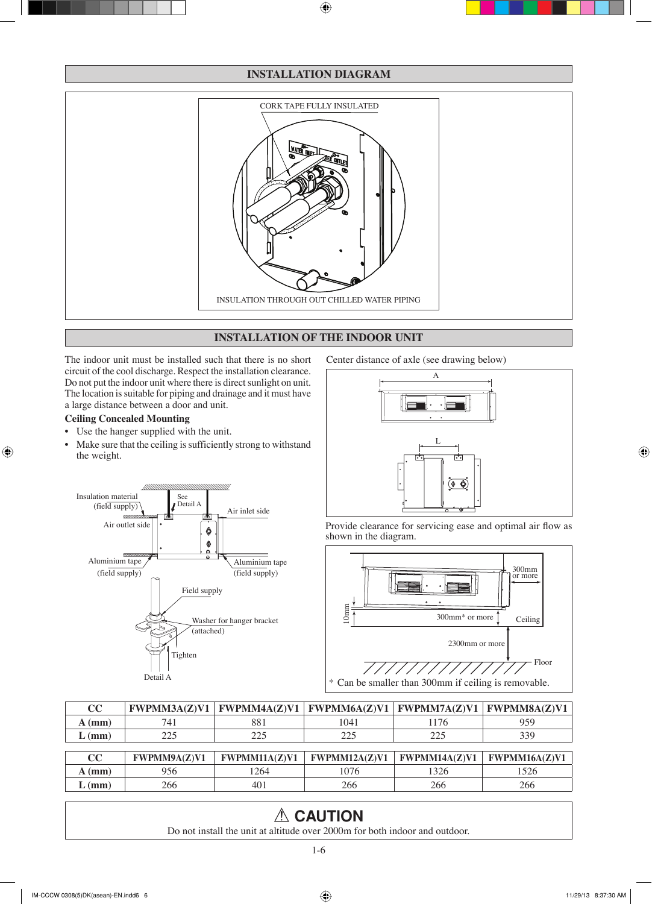## INSTALLATION DIAGRAM

CORK TAPE FULLY INSULATED

INSULATION THROUGH OUT CHILLED WATER PIPING

## INSTALLATION OF THE INDOOR UNIT

The indoor unit must be installed such that there is no short circuit of the cool discharge. Respect the installation clearance. Do not put the indoor unit where there is direct sunlight on unit. The location is suitable for piping and drainage and it must have a large distance between a door and unit.

**Ceiling Concealed Mounting**

- Use the hanger supplied with the unit.
- Make sure that the ceiling is sufficiently strong to withstand the weight.

Insulation material (field supply)

See Detail A

Air inlet side

Air outlet side

Aluminium tape (field supply)

Aluminium tape (field supply)

Field supply

Washer for hanger bracket (attached)

Tighten

Detail A

Center distance of axle (see drawing below)

Provide clearance for servicing ease and optimal air flow as shown in the diagram.

300mm or more

10mm

300mm* or more

Ceiling

2300mm or more

Floor

\* Can be smaller than 300mm if ceiling is removable.

| CC | FWPMM3A(Z)V1 | FWPMM4A(Z)V1 | FWPMM6A(Z)V1 | FWPMM7A(Z)V1 | FWPMM8A(Z)V1 |
|---|---|---|---|---|---|
| A (mm) | 741 | 881 | 1041 | 1176 | 959 |
| L (mm) | 225 | 225 | 225 | 225 | 339 |

| CC | FWPMM9A(Z)V1 | FWPMM11A(Z)V1 | FWPMM12A(Z)V1 | FWPMM14A(Z)V1 | FWPMM16A(Z)V1 |
|---|---|---|---|---|---|
| A (mm) | 956 | 1264 | 1076 | 1326 | 1526 |
| L (mm) | 266 | 401 | 266 | 266 | 266 |

**⚠ CAUTION**

Do not install the unit at altitude over 2000m for both indoor and outdoor.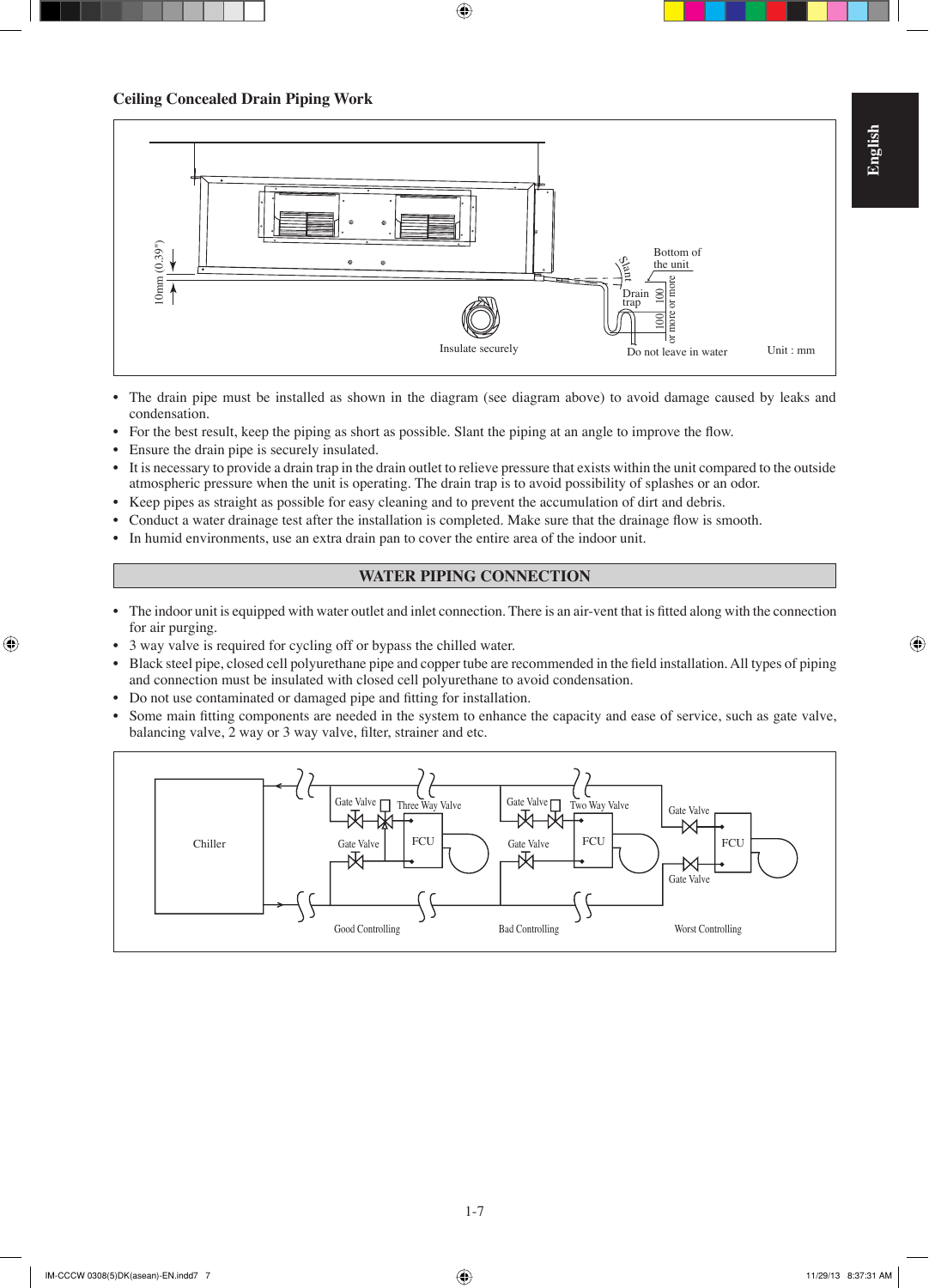### Ceiling Concealed Drain Piping Work

10mm (0.39")

Slant

Bottom of the unit

Drain trap

100 or more

100 or more

Insulate securely

Do not leave in water

Unit : mm

- The drain pipe must be installed as shown in the diagram (see diagram above) to avoid damage caused by leaks and condensation.
- For the best result, keep the piping as short as possible. Slant the piping at an angle to improve the flow.
- Ensure the drain pipe is securely insulated.
- It is necessary to provide a drain trap in the drain outlet to relieve pressure that exists within the unit compared to the outside atmospheric pressure when the unit is operating. The drain trap is to avoid possibility of splashes or an odor.
- Keep pipes as straight as possible for easy cleaning and to prevent the accumulation of dirt and debris.
- Conduct a water drainage test after the installation is completed. Make sure that the drainage flow is smooth.
- In humid environments, use an extra drain pan to cover the entire area of the indoor unit.

## WATER PIPING CONNECTION

- The indoor unit is equipped with water outlet and inlet connection. There is an air-vent that is fitted along with the connection for air purging.
- 3 way valve is required for cycling off or bypass the chilled water.
- Black steel pipe, closed cell polyurethane pipe and copper tube are recommended in the field installation. All types of piping and connection must be insulated with closed cell polyurethane to avoid condensation.
- Do not use contaminated or damaged pipe and fitting for installation.
- Some main fitting components are needed in the system to enhance the capacity and ease of service, such as gate valve, balancing valve, 2 way or 3 way valve, filter, strainer and etc.

Chiller

Gate Valve | Three Way Valve | Gate Valve | FCU | Good Controlling

Gate Valve | Two Way Valve | Gate Valve | FCU | Bad Controlling

Gate Valve | FCU | Gate Valve | Worst Controlling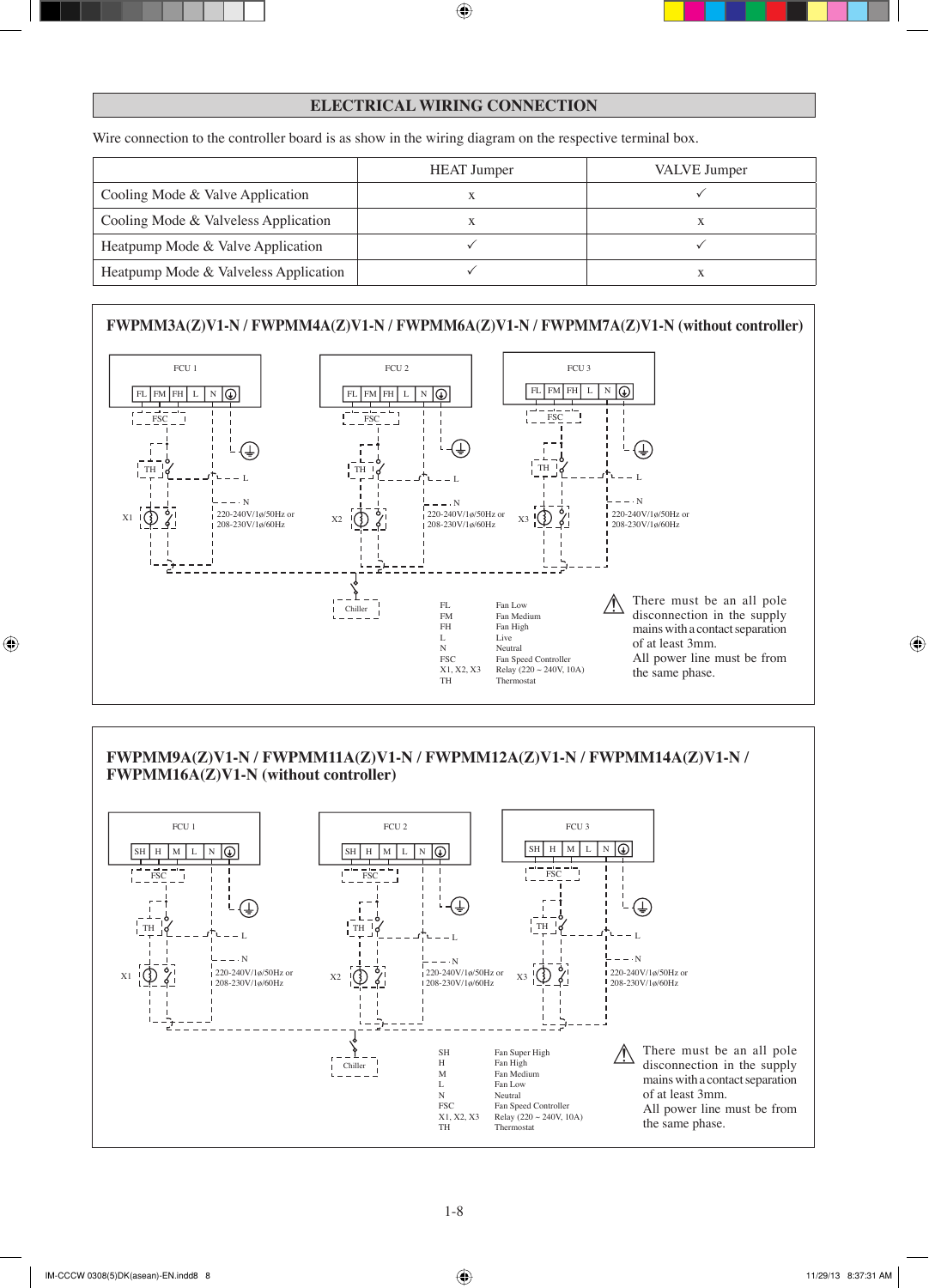## ELECTRICAL WIRING CONNECTION

Wire connection to the controller board is as show in the wiring diagram on the respective terminal box.

| | HEAT Jumper | VALVE Jumper |
|---|---|---|
| Cooling Mode & Valve Application | x | ✓ |
| Cooling Mode & Valveless Application | x | x |
| Heatpump Mode & Valve Application | ✓ | ✓ |
| Heatpump Mode & Valveless Application | ✓ | x |

### FWPMM3A(Z)V1-N / FWPMM4A(Z)V1-N / FWPMM6A(Z)V1-N / FWPMM7A(Z)V1-N (without controller)

FCU 1, FCU 2, FCU 3: FL, FM, FH, L, N, ⏚ — FSC — TH — X1, X2, X3 — L, N — 220-240V/1ø/50Hz or 208-230V/1ø/60Hz — Chiller

| | |
|---|---|
| FL | Fan Low |
| FM | Fan Medium |
| FH | Fan High |
| L | Live |
| N | Neutral |
| FSC | Fan Speed Controller |
| X1, X2, X3 | Relay (220 ~ 240V, 10A) |
| TH | Thermostat |

⚠ There must be an all pole disconnection in the supply mains with a contact separation of at least 3mm. All power line must be from the same phase.

### FWPMM9A(Z)V1-N / FWPMM11A(Z)V1-N / FWPMM12A(Z)V1-N / FWPMM14A(Z)V1-N / FWPMM16A(Z)V1-N (without controller)

FCU 1, FCU 2, FCU 3: SH, H, M, L, N, ⏚ — FSC — TH — X1, X2, X3 — L, N — 220-240V/1ø/50Hz or 208-230V/1ø/60Hz — Chiller

| | |
|---|---|
| SH | Fan Super High |
| H | Fan High |
| M | Fan Medium |
| L | Fan Low |
| N | Neutral |
| FSC | Fan Speed Controller |
| X1, X2, X3 | Relay (220 ~ 240V, 10A) |
| TH | Thermostat |

⚠ There must be an all pole disconnection in the supply mains with a contact separation of at least 3mm. All power line must be from the same phase.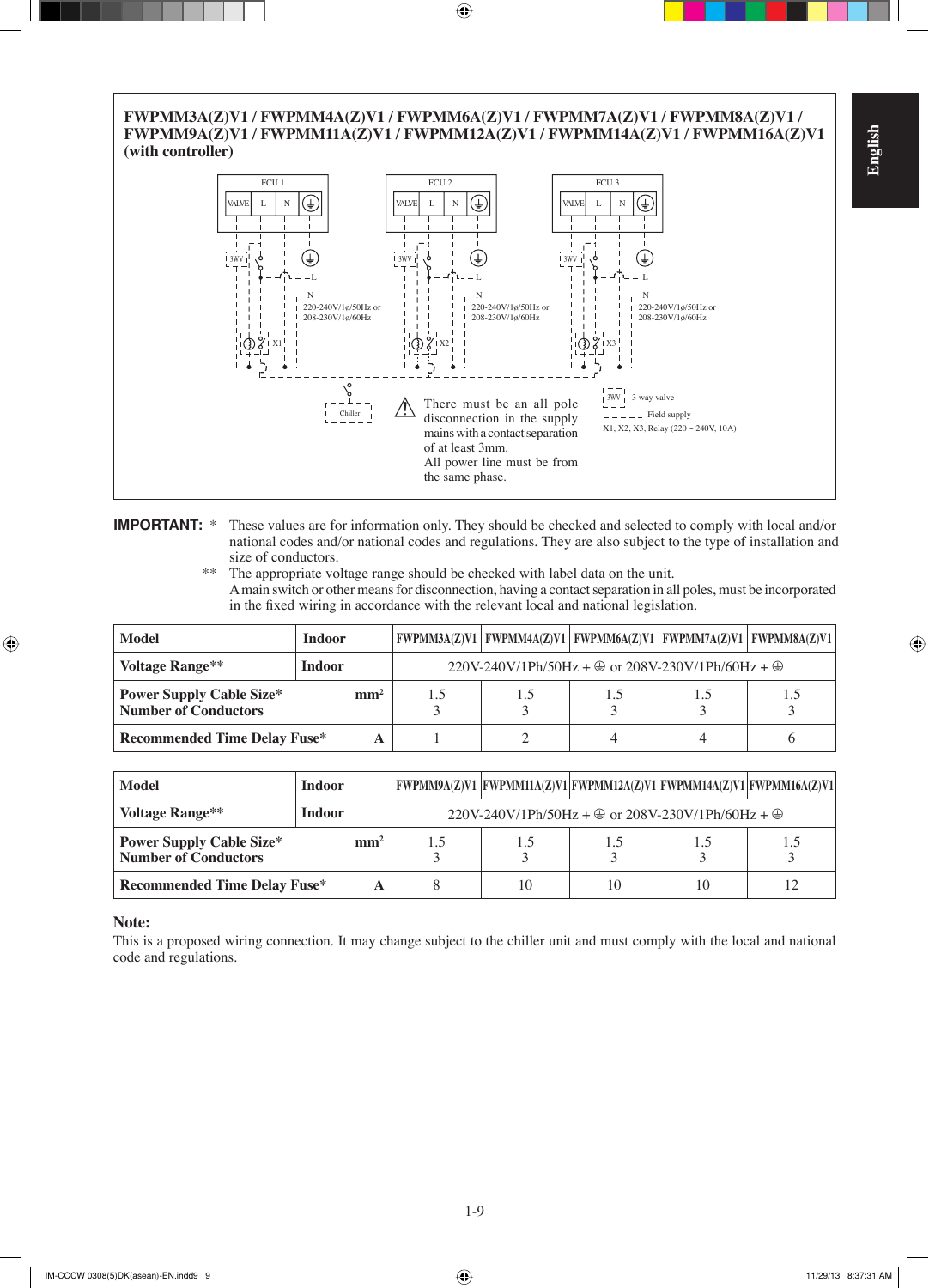## FWPMM3A(Z)V1 / FWPMM4A(Z)V1 / FWPMM6A(Z)V1 / FWPMM7A(Z)V1 / FWPMM8A(Z)V1 / FWPMM9A(Z)V1 / FWPMM11A(Z)V1 / FWPMM12A(Z)V1 / FWPMM14A(Z)V1 / FWPMM16A(Z)V1 (with controller)

FCU 1 — VALVE L N ⏚ — 3WV — L — N — 220-240V/1φ/50Hz or 208-230V/1φ/60Hz — X1

FCU 2 — VALVE L N ⏚ — 3WV — L — N — 220-240V/1φ/50Hz or 208-230V/1φ/60Hz — X2

FCU 3 — VALVE L N ⏚ — 3WV — L — N — 220-240V/1φ/50Hz or 208-230V/1φ/60Hz — X3

Chiller

⚠ There must be an all pole disconnection in the supply mains with a contact separation of at least 3mm.
All power line must be from the same phase.

3WV 3 way valve

- - - - - Field supply

X1, X2, X3, Relay (220 ~ 240V, 10A)

**IMPORTANT:** * These values are for information only. They should be checked and selected to comply with local and/or national codes and/or national codes and regulations. They are also subject to the type of installation and size of conductors.

** The appropriate voltage range should be checked with label data on the unit.
A main switch or other means for disconnection, having a contact separation in all poles, must be incorporated in the fixed wiring in accordance with the relevant local and national legislation.

| Model | Indoor | FWPMM3A(Z)V1 | FWPMM4A(Z)V1 | FWPMM6A(Z)V1 | FWPMM7A(Z)V1 | FWPMM8A(Z)V1 |
|---|---|---|---|---|---|---|
| Voltage Range** | Indoor | 220V-240V/1Ph/50Hz + ⏚ or 208V-230V/1Ph/60Hz + ⏚ | | | | |
| Power Supply Cable Size* / Number of Conductors | $mm^2$ | 1.5 / 3 | 1.5 / 3 | 1.5 / 3 | 1.5 / 3 | 1.5 / 3 |
| Recommended Time Delay Fuse* | A | 1 | 2 | 4 | 4 | 6 |

| Model | Indoor | FWPMM9A(Z)V1 | FWPMM11A(Z)V1 | FWPMM12A(Z)V1 | FWPMM14A(Z)V1 | FWPMM16A(Z)V1 |
|---|---|---|---|---|---|---|
| Voltage Range** | Indoor | 220V-240V/1Ph/50Hz + ⏚ or 208V-230V/1Ph/60Hz + ⏚ | | | | |
| Power Supply Cable Size* / Number of Conductors | $mm^2$ | 1.5 / 3 | 1.5 / 3 | 1.5 / 3 | 1.5 / 3 | 1.5 / 3 |
| Recommended Time Delay Fuse* | A | 8 | 10 | 10 | 10 | 12 |

**Note:**

This is a proposed wiring connection. It may change subject to the chiller unit and must comply with the local and national code and regulations.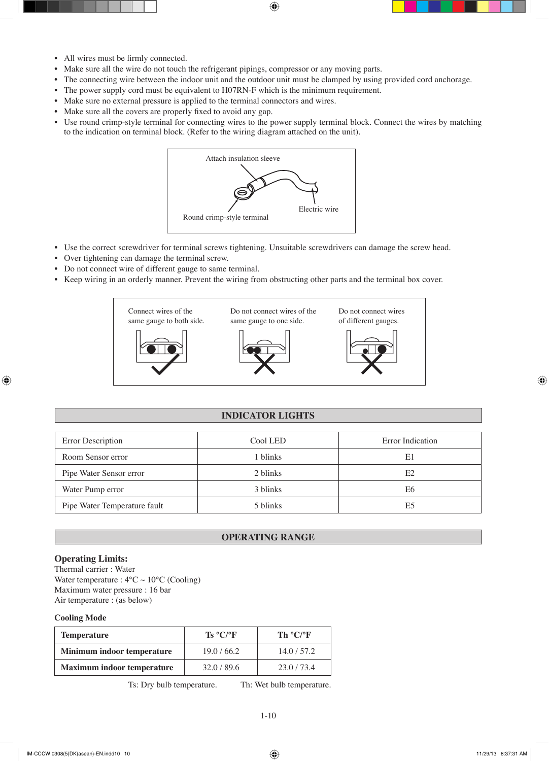- All wires must be firmly connected.
- Make sure all the wire do not touch the refrigerant pipings, compressor or any moving parts.
- The connecting wire between the indoor unit and the outdoor unit must be clamped by using provided cord anchorage.
- The power supply cord must be equivalent to H07RN-F which is the minimum requirement.
- Make sure no external pressure is applied to the terminal connectors and wires.
- Make sure all the covers are properly fixed to avoid any gap.
- Use round crimp-style terminal for connecting wires to the power supply terminal block. Connect the wires by matching to the indication on terminal block. (Refer to the wiring diagram attached on the unit).

Attach insulation sleeve

Round crimp-style terminal

Electric wire

- Use the correct screwdriver for terminal screws tightening. Unsuitable screwdrivers can damage the screw head.
- Over tightening can damage the terminal screw.
- Do not connect wire of different gauge to same terminal.
- Keep wiring in an orderly manner. Prevent the wiring from obstructing other parts and the terminal box cover.

Connect wires of the same gauge to both side.

Do not connect wires of the same gauge to one side.

Do not connect wires of different gauges.

## INDICATOR LIGHTS

| Error Description | Cool LED | Error Indication |
| --- | --- | --- |
| Room Sensor error | 1 blinks | E1 |
| Pipe Water Sensor error | 2 blinks | E2 |
| Water Pump error | 3 blinks | E6 |
| Pipe Water Temperature fault | 5 blinks | E5 |

## OPERATING RANGE

### Operating Limits:

Thermal carrier : Water

Water temperature : 4°C ~ 10°C (Cooling)

Maximum water pressure : 16 bar

Air temperature : (as below)

**Cooling Mode**

| Temperature | Ts °C/°F | Th °C/°F |
| --- | --- | --- |
| **Minimum indoor temperature** | 19.0 / 66.2 | 14.0 / 57.2 |
| **Maximum indoor temperature** | 32.0 / 89.6 | 23.0 / 73.4 |

Ts: Dry bulb temperature. Th: Wet bulb temperature.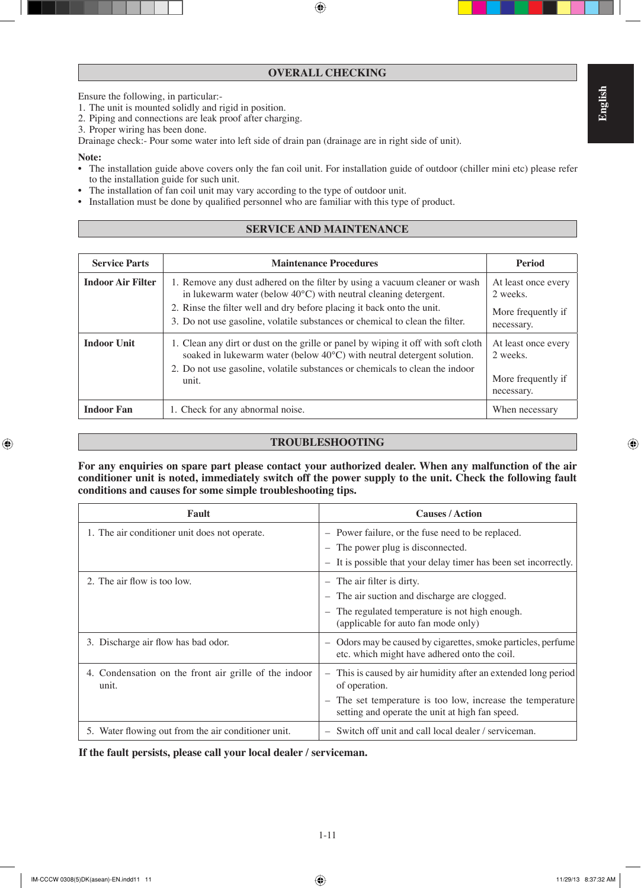## OVERALL CHECKING

Ensure the following, in particular:-
1. The unit is mounted solidly and rigid in position.
2. Piping and connections are leak proof after charging.
3. Proper wiring has been done.

Drainage check:- Pour some water into left side of drain pan (drainage are in right side of unit).

**Note:**
- The installation guide above covers only the fan coil unit. For installation guide of outdoor (chiller mini etc) please refer to the installation guide for such unit.
- The installation of fan coil unit may vary according to the type of outdoor unit.
- Installation must be done by qualified personnel who are familiar with this type of product.

## SERVICE AND MAINTENANCE

| Service Parts | Maintenance Procedures | Period |
|---|---|---|
| **Indoor Air Filter** | 1. Remove any dust adhered on the filter by using a vacuum cleaner or wash in lukewarm water (below 40°C) with neutral cleaning detergent.<br>2. Rinse the filter well and dry before placing it back onto the unit.<br>3. Do not use gasoline, volatile substances or chemical to clean the filter. | At least once every 2 weeks.<br>More frequently if necessary. |
| **Indoor Unit** | 1. Clean any dirt or dust on the grille or panel by wiping it off with soft cloth soaked in lukewarm water (below 40°C) with neutral detergent solution.<br>2. Do not use gasoline, volatile substances or chemicals to clean the indoor unit. | At least once every 2 weeks.<br>More frequently if necessary. |
| **Indoor Fan** | 1. Check for any abnormal noise. | When necessary |

## TROUBLESHOOTING

**For any enquiries on spare part please contact your authorized dealer. When any malfunction of the air conditioner unit is noted, immediately switch off the power supply to the unit. Check the following fault conditions and causes for some simple troubleshooting tips.**

| Fault | Causes / Action |
|---|---|
| 1. The air conditioner unit does not operate. | – Power failure, or the fuse need to be replaced.<br>– The power plug is disconnected.<br>– It is possible that your delay timer has been set incorrectly. |
| 2. The air flow is too low. | – The air filter is dirty.<br>– The air suction and discharge are clogged.<br>– The regulated temperature is not high enough. (applicable for auto fan mode only) |
| 3. Discharge air flow has bad odor. | – Odors may be caused by cigarettes, smoke particles, perfume etc. which might have adhered onto the coil. |
| 4. Condensation on the front air grille of the indoor unit. | – This is caused by air humidity after an extended long period of operation.<br>– The set temperature is too low, increase the temperature setting and operate the unit at high fan speed. |
| 5. Water flowing out from the air conditioner unit. | – Switch off unit and call local dealer / serviceman. |

**If the fault persists, please call your local dealer / serviceman.**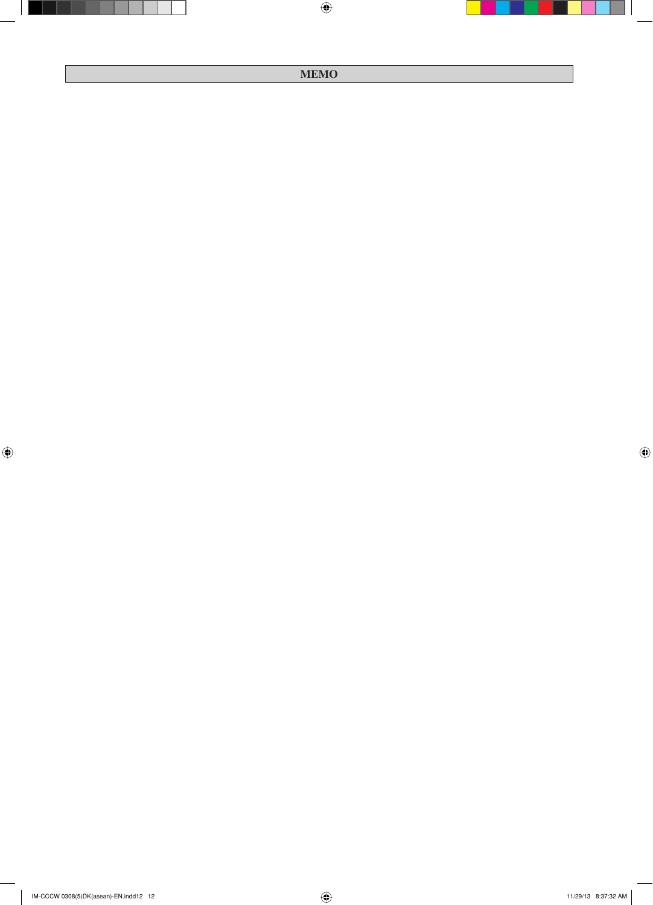# MEMO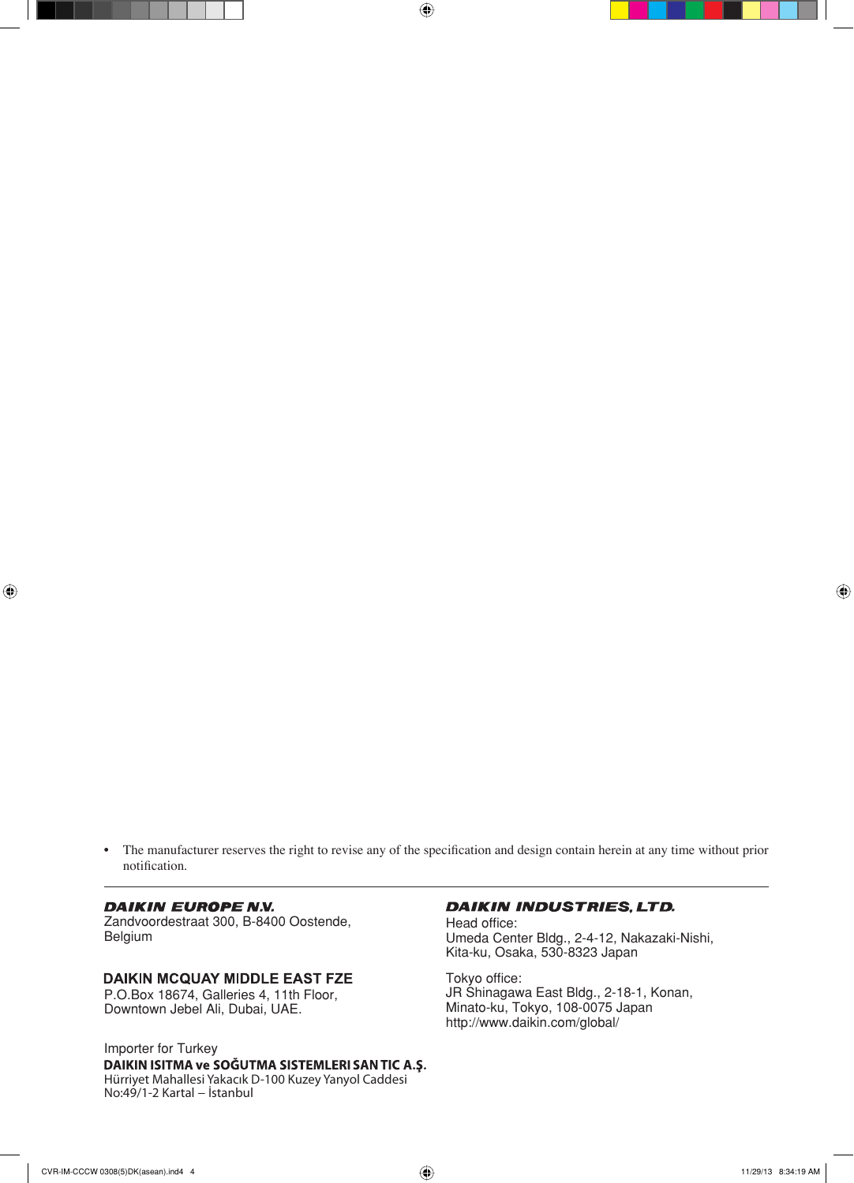- The manufacturer reserves the right to revise any of the specification and design contain herein at any time without prior notification.

---

***DAIKIN EUROPE N.V.***
Zandvoordestraat 300, B-8400 Oostende,
Belgium

**DAIKIN MCQUAY MIDDLE EAST FZE**
P.O.Box 18674, Galleries 4, 11th Floor,
Downtown Jebel Ali, Dubai, UAE.

Importer for Turkey
**DAIKIN ISITMA ve SOĞUTMA SISTEMLERI SAN TIC A.Ş.**
Hürriyet Mahallesi Yakacık D-100 Kuzey Yanyol Caddesi
No:49/1-2 Kartal – İstanbul

***DAIKIN INDUSTRIES, LTD.***
Head office:
Umeda Center Bldg., 2-4-12, Nakazaki-Nishi,
Kita-ku, Osaka, 530-8323 Japan

Tokyo office:
JR Shinagawa East Bldg., 2-18-1, Konan,
Minato-ku, Tokyo, 108-0075 Japan
http://www.daikin.com/global/